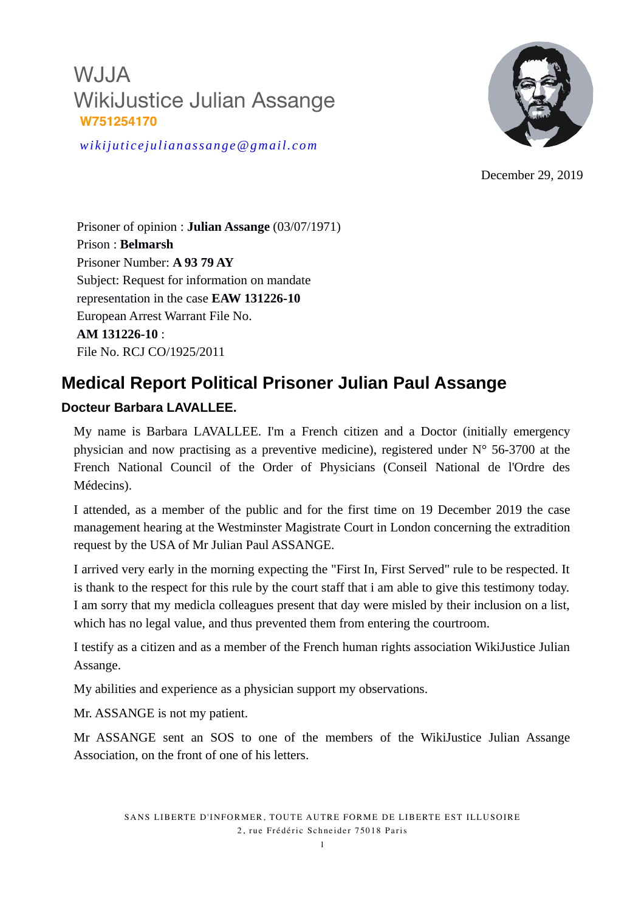WJJA
WikiJustice Julian Assange
**W751254170**

*wikijuticejulianassange@gmail.com*

December 29, 2019

Prisoner of opinion : **Julian Assange** (03/07/1971)
Prison : **Belmarsh**
Prisoner Number: **A 93 79 AY**
Subject: Request for information on mandate representation in the case **EAW 131226-10**
European Arrest Warrant File No.
**AM 131226-10** :
File No. RCJ CO/1925/2011

# Medical Report Political Prisoner Julian Paul Assange

## Docteur Barbara LAVALLEE.

My name is Barbara LAVALLEE. I'm a French citizen and a Doctor (initially emergency physician and now practising as a preventive medicine), registered under N° 56-3700 at the French National Council of the Order of Physicians (Conseil National de l'Ordre des Médecins).

I attended, as a member of the public and for the first time on 19 December 2019 the case management hearing at the Westminster Magistrate Court in London concerning the extradition request by the USA of Mr Julian Paul ASSANGE.

I arrived very early in the morning expecting the "First In, First Served" rule to be respected. It is thank to the respect for this rule by the court staff that i am able to give this testimony today. I am sorry that my medicla colleagues present that day were misled by their inclusion on a list, which has no legal value, and thus prevented them from entering the courtroom.

I testify as a citizen and as a member of the French human rights association WikiJustice Julian Assange.

My abilities and experience as a physician support my observations.

Mr. ASSANGE is not my patient.

Mr ASSANGE sent an SOS to one of the members of the WikiJustice Julian Assange Association, on the front of one of his letters.

SANS LIBERTE D'INFORMER, TOUTE AUTRE FORME DE LIBERTE EST ILLUSOIRE
2, rue Frédéric Schneider 75018 Paris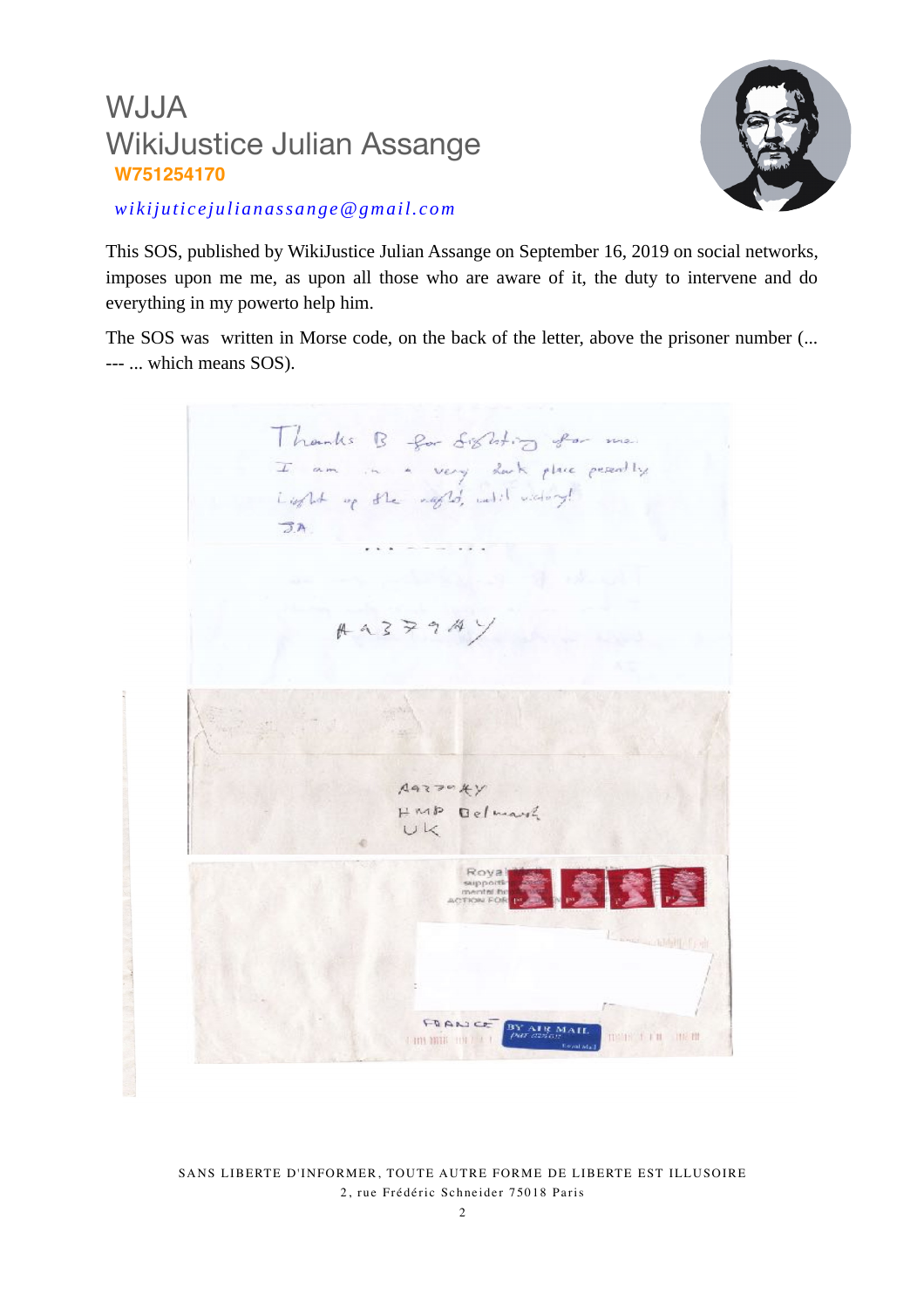WJJA
WikiJustice Julian Assange
**W751254170**

*wikijuticejulianassange@gmail.com*

This SOS, published by WikiJustice Julian Assange on September 16, 2019 on social networks, imposes upon me me, as upon all those who are aware of it, the duty to intervene and do everything in my powerto help him.

The SOS was written in Morse code, on the back of the letter, above the prisoner number (... --- ... which means SOS).

Thanks B for fighting for me.
I am in a very dark place presently
Light up the night, until victory!
JA

... --- ...

A9379AY

A9379AY
HMP Belmarsh
UK

Royal Mail supporting mental health ACTION FOR

FRANCE

BY AIR MAIL
Par avion

SANS LIBERTE D'INFORMER, TOUTE AUTRE FORME DE LIBERTE EST ILLUSOIRE
2, rue Frédéric Schneider 75018 Paris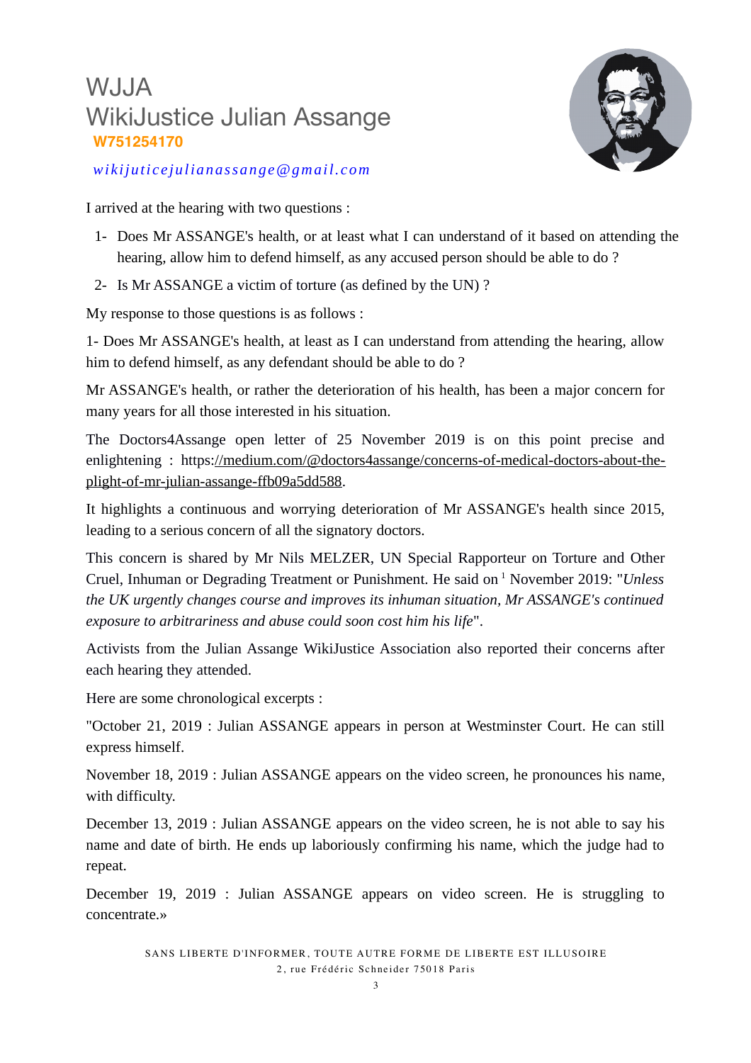I arrived at the hearing with two questions :

1- Does Mr ASSANGE's health, or at least what I can understand of it based on attending the hearing, allow him to defend himself, as any accused person should be able to do ?

2- Is Mr ASSANGE a victim of torture (as defined by the UN) ?

My response to those questions is as follows :

1- Does Mr ASSANGE's health, at least as I can understand from attending the hearing, allow him to defend himself, as any defendant should be able to do ?

Mr ASSANGE's health, or rather the deterioration of his health, has been a major concern for many years for all those interested in his situation.

The Doctors4Assange open letter of 25 November 2019 is on this point precise and enlightening : https://medium.com/@doctors4assange/concerns-of-medical-doctors-about-the-plight-of-mr-julian-assange-ffb09a5dd588.

It highlights a continuous and worrying deterioration of Mr ASSANGE's health since 2015, leading to a serious concern of all the signatory doctors.

This concern is shared by Mr Nils MELZER, UN Special Rapporteur on Torture and Other Cruel, Inhuman or Degrading Treatment or Punishment. He said on [1] November 2019: "*Unless the UK urgently changes course and improves its inhuman situation, Mr ASSANGE's continued exposure to arbitrariness and abuse could soon cost him his life*".

Activists from the Julian Assange WikiJustice Association also reported their concerns after each hearing they attended.

Here are some chronological excerpts :

"October 21, 2019 : Julian ASSANGE appears in person at Westminster Court. He can still express himself.

November 18, 2019 : Julian ASSANGE appears on the video screen, he pronounces his name, with difficulty.

December 13, 2019 : Julian ASSANGE appears on the video screen, he is not able to say his name and date of birth. He ends up laboriously confirming his name, which the judge had to repeat.

December 19, 2019 : Julian ASSANGE appears on video screen. He is struggling to concentrate.»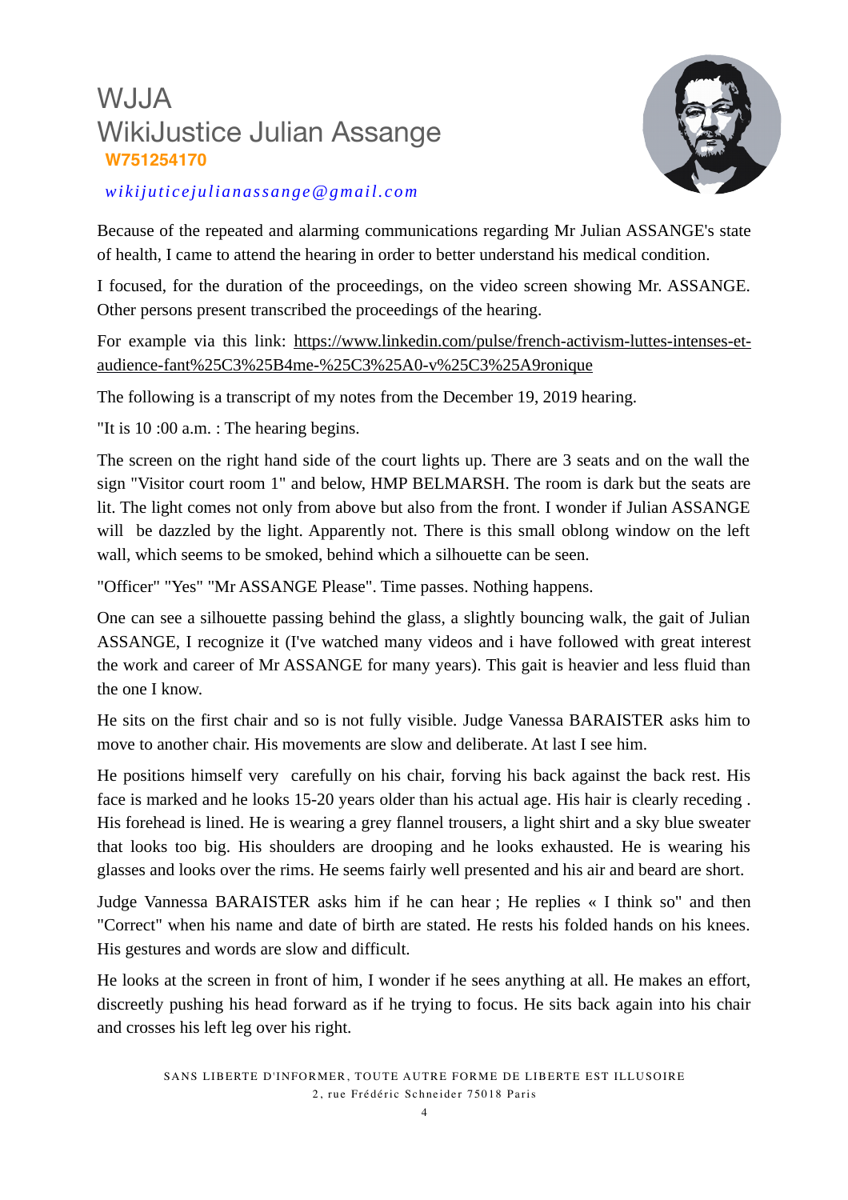Because of the repeated and alarming communications regarding Mr Julian ASSANGE's state of health, I came to attend the hearing in order to better understand his medical condition.

I focused, for the duration of the proceedings, on the video screen showing Mr. ASSANGE. Other persons present transcribed the proceedings of the hearing.

For example via this link: https://www.linkedin.com/pulse/french-activism-luttes-intenses-et-audience-fant%25C3%25B4me-%25C3%25A0-v%25C3%25A9ronique

The following is a transcript of my notes from the December 19, 2019 hearing.

"It is 10 :00 a.m. : The hearing begins.

The screen on the right hand side of the court lights up. There are 3 seats and on the wall the sign "Visitor court room 1" and below, HMP BELMARSH. The room is dark but the seats are lit. The light comes not only from above but also from the front. I wonder if Julian ASSANGE will be dazzled by the light. Apparently not. There is this small oblong window on the left wall, which seems to be smoked, behind which a silhouette can be seen.

"Officer" "Yes" "Mr ASSANGE Please". Time passes. Nothing happens.

One can see a silhouette passing behind the glass, a slightly bouncing walk, the gait of Julian ASSANGE, I recognize it (I've watched many videos and i have followed with great interest the work and career of Mr ASSANGE for many years). This gait is heavier and less fluid than the one I know.

He sits on the first chair and so is not fully visible. Judge Vanessa BARAISTER asks him to move to another chair. His movements are slow and deliberate. At last I see him.

He positions himself very carefully on his chair, forving his back against the back rest. His face is marked and he looks 15-20 years older than his actual age. His hair is clearly receding . His forehead is lined. He is wearing a grey flannel trousers, a light shirt and a sky blue sweater that looks too big. His shoulders are drooping and he looks exhausted. He is wearing his glasses and looks over the rims. He seems fairly well presented and his air and beard are short.

Judge Vannessa BARAISTER asks him if he can hear ; He replies « I think so" and then "Correct" when his name and date of birth are stated. He rests his folded hands on his knees. His gestures and words are slow and difficult.

He looks at the screen in front of him, I wonder if he sees anything at all. He makes an effort, discreetly pushing his head forward as if he trying to focus. He sits back again into his chair and crosses his left leg over his right.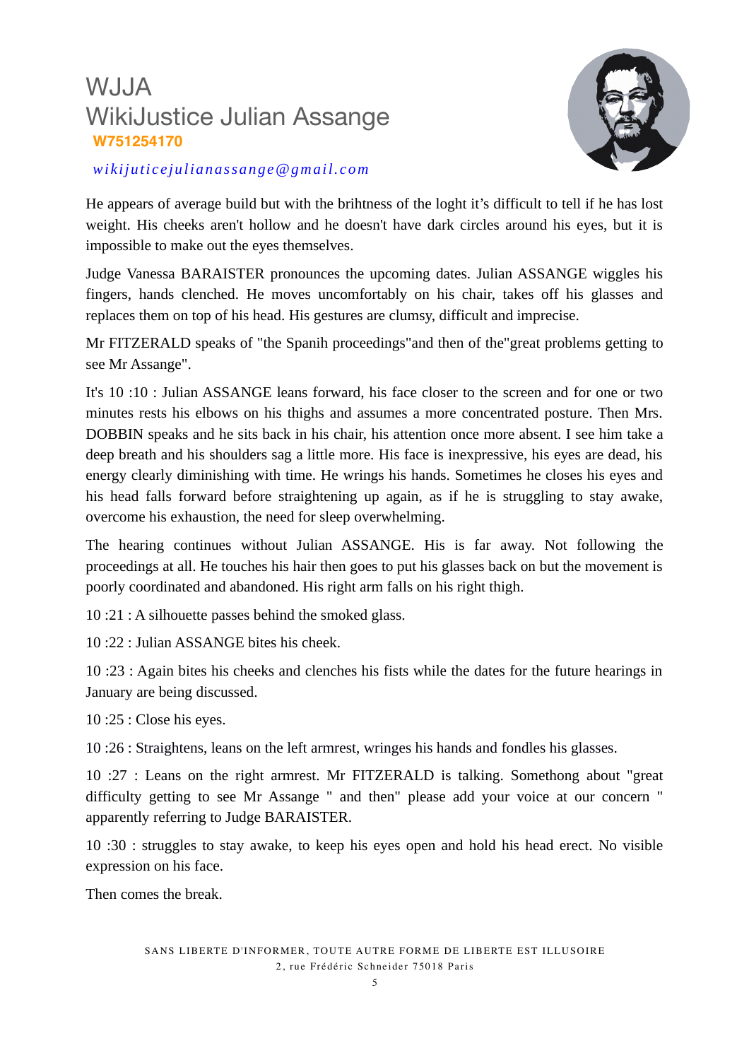He appears of average build but with the brihtness of the loght it's difficult to tell if he has lost weight. His cheeks aren't hollow and he doesn't have dark circles around his eyes, but it is impossible to make out the eyes themselves.

Judge Vanessa BARAISTER pronounces the upcoming dates. Julian ASSANGE wiggles his fingers, hands clenched. He moves uncomfortably on his chair, takes off his glasses and replaces them on top of his head. His gestures are clumsy, difficult and imprecise.

Mr FITZERALD speaks of "the Spanih proceedings"and then of the"great problems getting to see Mr Assange".

It's 10 :10 : Julian ASSANGE leans forward, his face closer to the screen and for one or two minutes rests his elbows on his thighs and assumes a more concentrated posture. Then Mrs. DOBBIN speaks and he sits back in his chair, his attention once more absent. I see him take a deep breath and his shoulders sag a little more. His face is inexpressive, his eyes are dead, his energy clearly diminishing with time. He wrings his hands. Sometimes he closes his eyes and his head falls forward before straightening up again, as if he is struggling to stay awake, overcome his exhaustion, the need for sleep overwhelming.

The hearing continues without Julian ASSANGE. His is far away. Not following the proceedings at all. He touches his hair then goes to put his glasses back on but the movement is poorly coordinated and abandoned. His right arm falls on his right thigh.

10 :21 : A silhouette passes behind the smoked glass.

10 :22 : Julian ASSANGE bites his cheek.

10 :23 : Again bites his cheeks and clenches his fists while the dates for the future hearings in January are being discussed.

10 :25 : Close his eyes.

10 :26 : Straightens, leans on the left armrest, wringes his hands and fondles his glasses.

10 :27 : Leans on the right armrest. Mr FITZERALD is talking. Somethong about "great difficulty getting to see Mr Assange " and then" please add your voice at our concern " apparently referring to Judge BARAISTER.

10 :30 : struggles to stay awake, to keep his eyes open and hold his head erect. No visible expression on his face.

Then comes the break.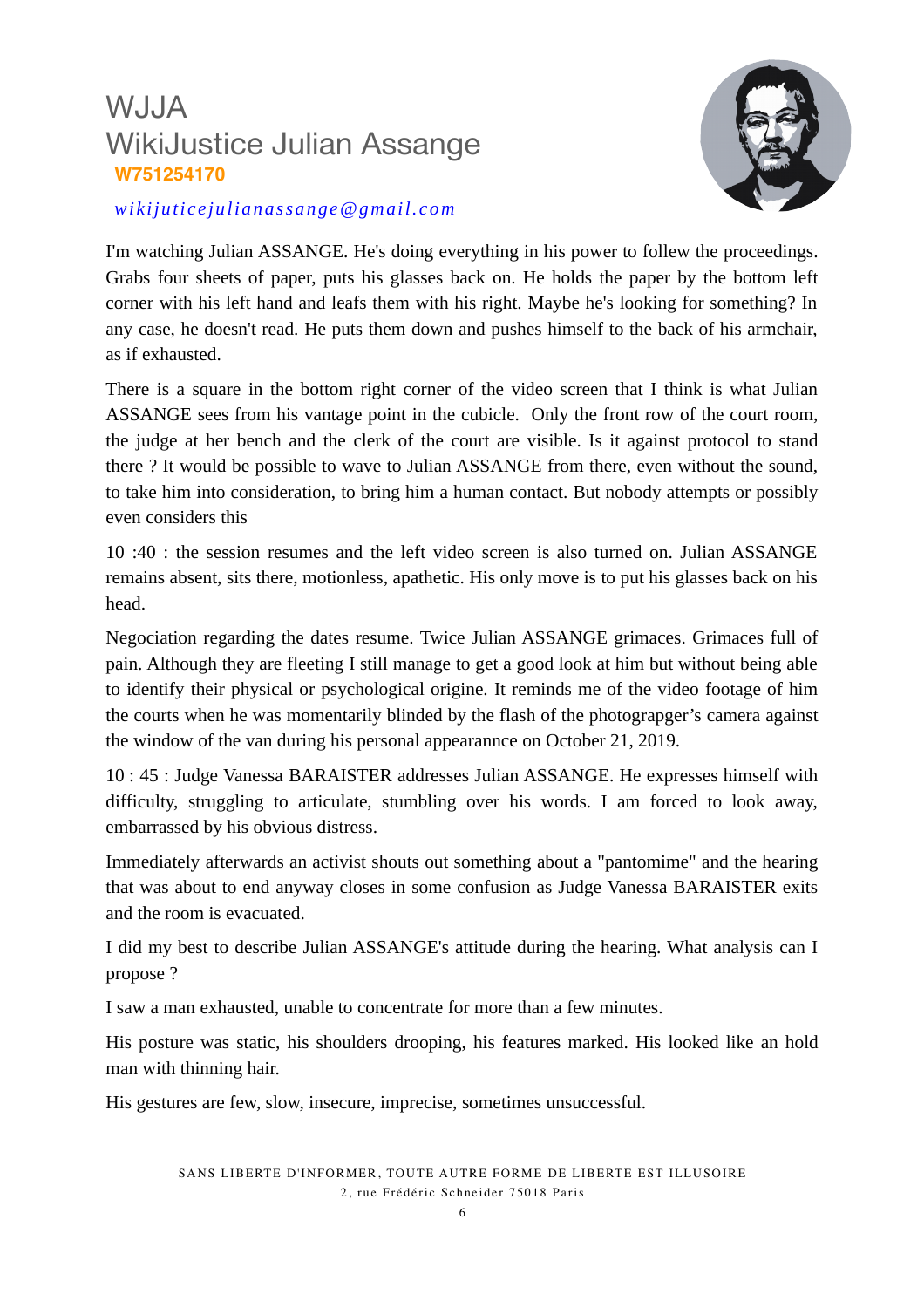WJJA
WikiJustice Julian Assange
**W751254170**

*wikijuticejulianassange@gmail.com*

I'm watching Julian ASSANGE. He's doing everything in his power to follow the proceedings. Grabs four sheets of paper, puts his glasses back on. He holds the paper by the bottom left corner with his left hand and leafs them with his right. Maybe he's looking for something? In any case, he doesn't read. He puts them down and pushes himself to the back of his armchair, as if exhausted.

There is a square in the bottom right corner of the video screen that I think is what Julian ASSANGE sees from his vantage point in the cubicle. Only the front row of the court room, the judge at her bench and the clerk of the court are visible. Is it against protocol to stand there ? It would be possible to wave to Julian ASSANGE from there, even without the sound, to take him into consideration, to bring him a human contact. But nobody attempts or possibly even considers this

10 :40 : the session resumes and the left video screen is also turned on. Julian ASSANGE remains absent, sits there, motionless, apathetic. His only move is to put his glasses back on his head.

Negociation regarding the dates resume. Twice Julian ASSANGE grimaces. Grimaces full of pain. Although they are fleeting I still manage to get a good look at him but without being able to identify their physical or psychological origine. It reminds me of the video footage of him the courts when he was momentarily blinded by the flash of the photograpger's camera against the window of the van during his personal appearannce on October 21, 2019.

10 : 45 : Judge Vanessa BARAISTER addresses Julian ASSANGE. He expresses himself with difficulty, struggling to articulate, stumbling over his words. I am forced to look away, embarrassed by his obvious distress.

Immediately afterwards an activist shouts out something about a "pantomime" and the hearing that was about to end anyway closes in some confusion as Judge Vanessa BARAISTER exits and the room is evacuated.

I did my best to describe Julian ASSANGE's attitude during the hearing. What analysis can I propose ?

I saw a man exhausted, unable to concentrate for more than a few minutes.

His posture was static, his shoulders drooping, his features marked. His looked like an hold man with thinning hair.

His gestures are few, slow, insecure, imprecise, sometimes unsuccessful.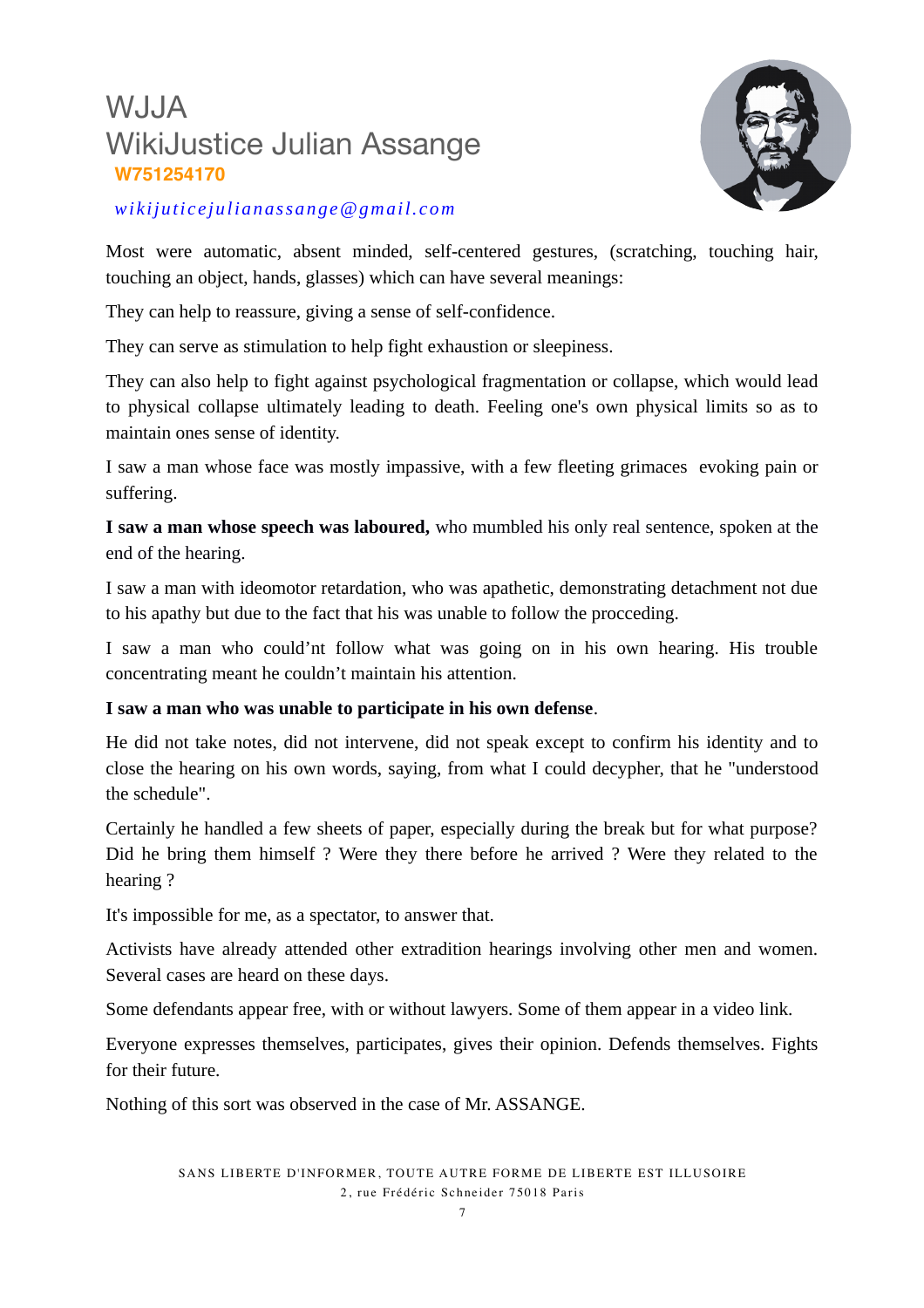Most were automatic, absent minded, self-centered gestures, (scratching, touching hair, touching an object, hands, glasses) which can have several meanings:

They can help to reassure, giving a sense of self-confidence.

They can serve as stimulation to help fight exhaustion or sleepiness.

They can also help to fight against psychological fragmentation or collapse, which would lead to physical collapse ultimately leading to death. Feeling one's own physical limits so as to maintain ones sense of identity.

I saw a man whose face was mostly impassive, with a few fleeting grimaces evoking pain or suffering.

**I saw a man whose speech was laboured,** who mumbled his only real sentence, spoken at the end of the hearing.

I saw a man with ideomotor retardation, who was apathetic, demonstrating detachment not due to his apathy but due to the fact that his was unable to follow the procceding.

I saw a man who could'nt follow what was going on in his own hearing. His trouble concentrating meant he couldn't maintain his attention.

**I saw a man who was unable to participate in his own defense**.

He did not take notes, did not intervene, did not speak except to confirm his identity and to close the hearing on his own words, saying, from what I could decypher, that he "understood the schedule".

Certainly he handled a few sheets of paper, especially during the break but for what purpose? Did he bring them himself ? Were they there before he arrived ? Were they related to the hearing ?

It's impossible for me, as a spectator, to answer that.

Activists have already attended other extradition hearings involving other men and women. Several cases are heard on these days.

Some defendants appear free, with or without lawyers. Some of them appear in a video link.

Everyone expresses themselves, participates, gives their opinion. Defends themselves. Fights for their future.

Nothing of this sort was observed in the case of Mr. ASSANGE.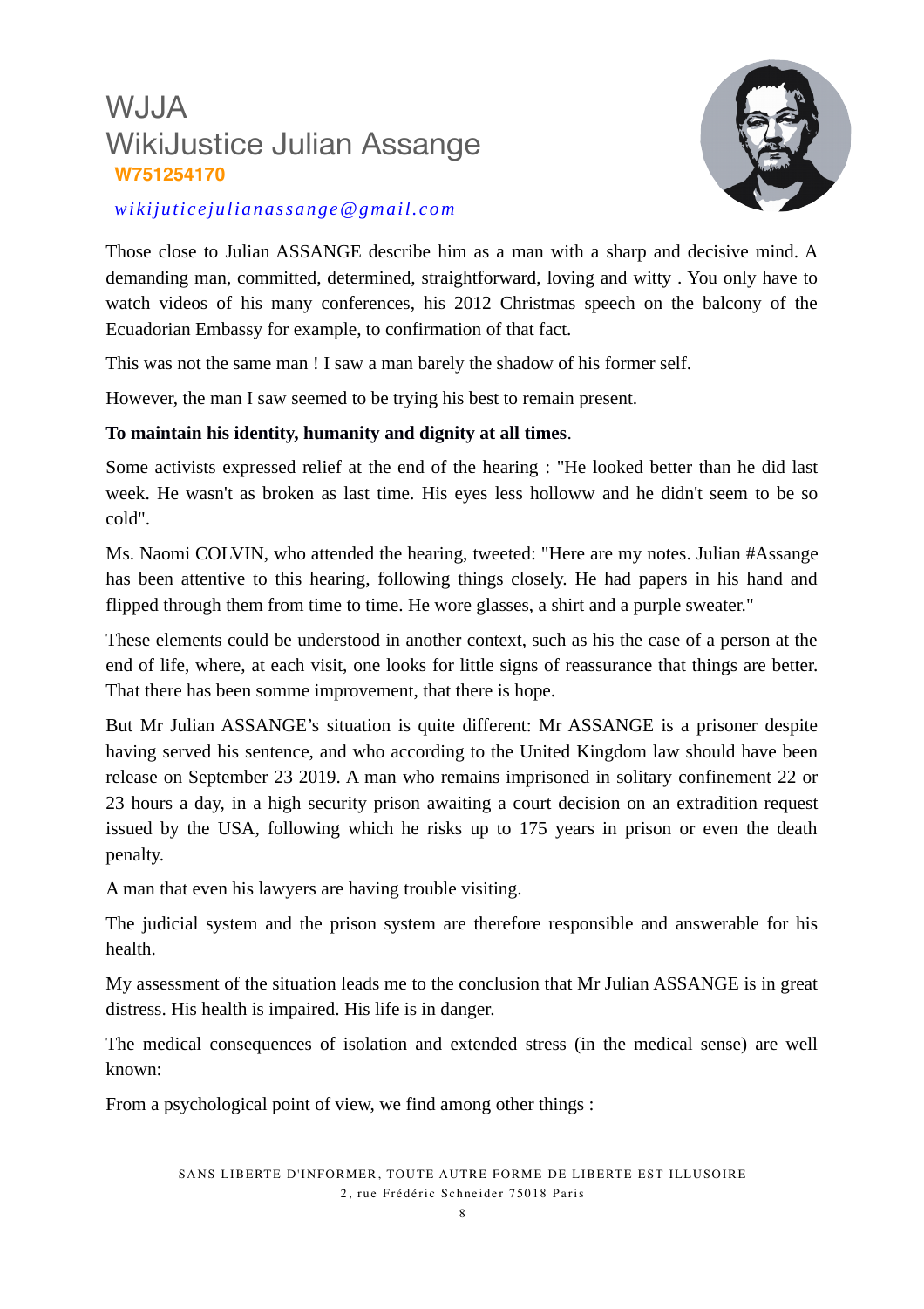Those close to Julian ASSANGE describe him as a man with a sharp and decisive mind. A demanding man, committed, determined, straightforward, loving and witty . You only have to watch videos of his many conferences, his 2012 Christmas speech on the balcony of the Ecuadorian Embassy for example, to confirmation of that fact.

This was not the same man ! I saw a man barely the shadow of his former self.

However, the man I saw seemed to be trying his best to remain present.

**To maintain his identity, humanity and dignity at all times**.

Some activists expressed relief at the end of the hearing : "He looked better than he did last week. He wasn't as broken as last time. His eyes less holloww and he didn't seem to be so cold".

Ms. Naomi COLVIN, who attended the hearing, tweeted: "Here are my notes. Julian #Assange has been attentive to this hearing, following things closely. He had papers in his hand and flipped through them from time to time. He wore glasses, a shirt and a purple sweater."

These elements could be understood in another context, such as his the case of a person at the end of life, where, at each visit, one looks for little signs of reassurance that things are better. That there has been somme improvement, that there is hope.

But Mr Julian ASSANGE's situation is quite different: Mr ASSANGE is a prisoner despite having served his sentence, and who according to the United Kingdom law should have been release on September 23 2019. A man who remains imprisoned in solitary confinement 22 or 23 hours a day, in a high security prison awaiting a court decision on an extradition request issued by the USA, following which he risks up to 175 years in prison or even the death penalty.

A man that even his lawyers are having trouble visiting.

The judicial system and the prison system are therefore responsible and answerable for his health.

My assessment of the situation leads me to the conclusion that Mr Julian ASSANGE is in great distress. His health is impaired. His life is in danger.

The medical consequences of isolation and extended stress (in the medical sense) are well known:

From a psychological point of view, we find among other things :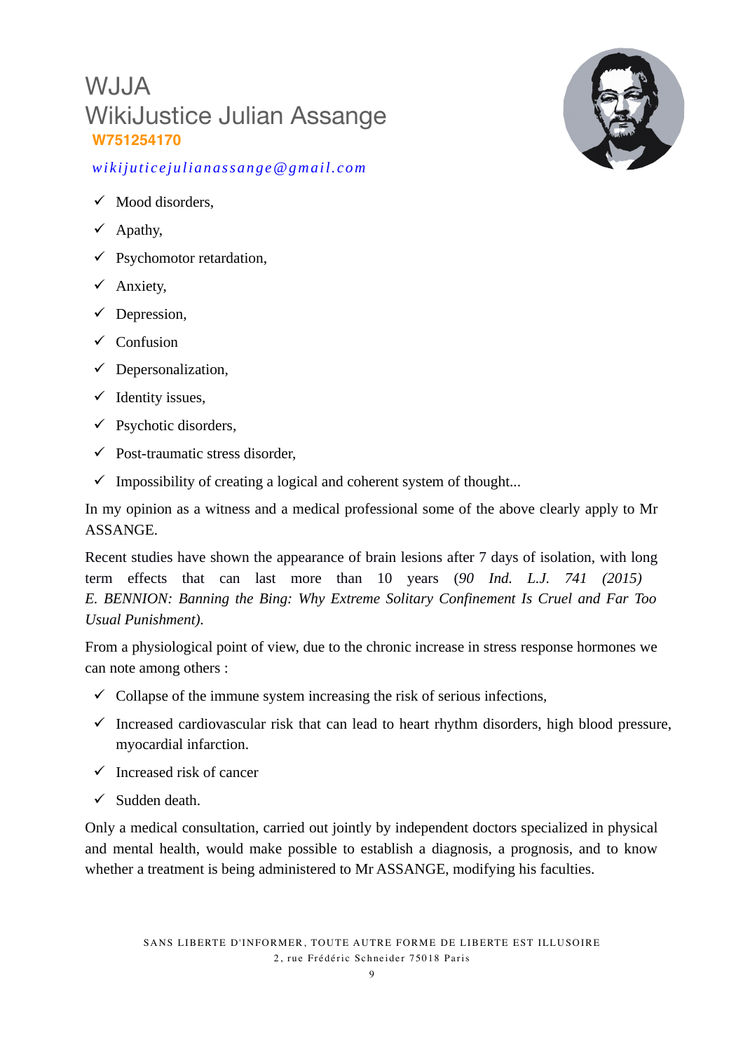- Mood disorders,
- Apathy,
- Psychomotor retardation,
- Anxiety,
- Depression,
- Confusion
- Depersonalization,
- Identity issues,
- Psychotic disorders,
- Post-traumatic stress disorder,
- Impossibility of creating a logical and coherent system of thought...

In my opinion as a witness and a medical professional some of the above clearly apply to Mr ASSANGE.

Recent studies have shown the appearance of brain lesions after 7 days of isolation, with long term effects that can last more than 10 years (*90 Ind. L.J. 741 (2015) E. BENNION: Banning the Bing: Why Extreme Solitary Confinement Is Cruel and Far Too Usual Punishment)*.

From a physiological point of view, due to the chronic increase in stress response hormones we can note among others :

- Collapse of the immune system increasing the risk of serious infections,
- Increased cardiovascular risk that can lead to heart rhythm disorders, high blood pressure, myocardial infarction.
- Increased risk of cancer
- Sudden death.

Only a medical consultation, carried out jointly by independent doctors specialized in physical and mental health, would make possible to establish a diagnosis, a prognosis, and to know whether a treatment is being administered to Mr ASSANGE, modifying his faculties.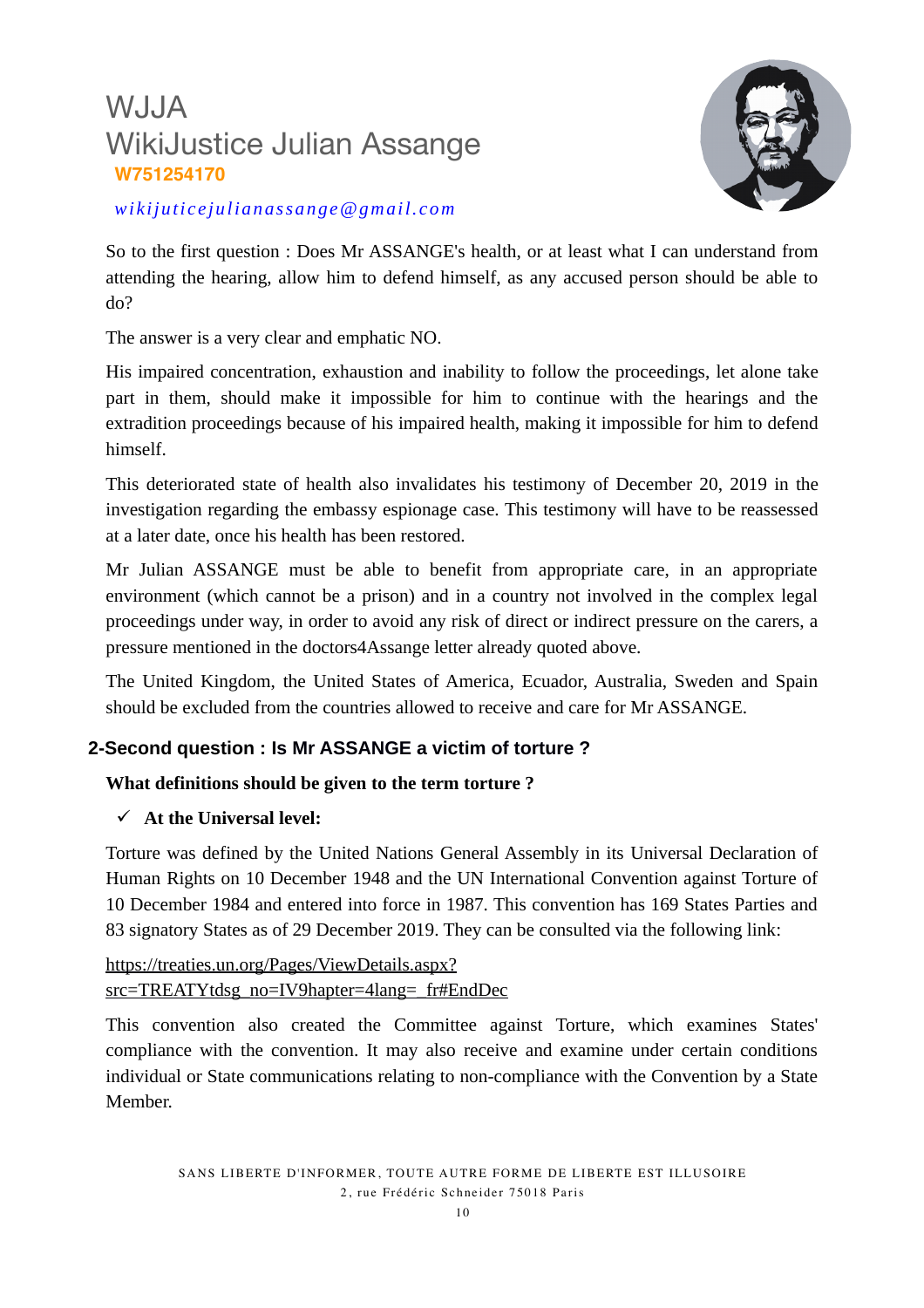So to the first question : Does Mr ASSANGE's health, or at least what I can understand from attending the hearing, allow him to defend himself, as any accused person should be able to do?

The answer is a very clear and emphatic NO.

His impaired concentration, exhaustion and inability to follow the proceedings, let alone take part in them, should make it impossible for him to continue with the hearings and the extradition proceedings because of his impaired health, making it impossible for him to defend himself.

This deteriorated state of health also invalidates his testimony of December 20, 2019 in the investigation regarding the embassy espionage case. This testimony will have to be reassessed at a later date, once his health has been restored.

Mr Julian ASSANGE must be able to benefit from appropriate care, in an appropriate environment (which cannot be a prison) and in a country not involved in the complex legal proceedings under way, in order to avoid any risk of direct or indirect pressure on the carers, a pressure mentioned in the doctors4Assange letter already quoted above.

The United Kingdom, the United States of America, Ecuador, Australia, Sweden and Spain should be excluded from the countries allowed to receive and care for Mr ASSANGE.

## 2-Second question : Is Mr ASSANGE a victim of torture ?

**What definitions should be given to the term torture ?**

- ✓ **At the Universal level:**

Torture was defined by the United Nations General Assembly in its Universal Declaration of Human Rights on 10 December 1948 and the UN International Convention against Torture of 10 December 1984 and entered into force in 1987. This convention has 169 States Parties and 83 signatory States as of 29 December 2019. They can be consulted via the following link:

https://treaties.un.org/Pages/ViewDetails.aspx?src=TREATYtdsg_no=IV9hapter=4lang=_fr#EndDec

This convention also created the Committee against Torture, which examines States' compliance with the convention. It may also receive and examine under certain conditions individual or State communications relating to non-compliance with the Convention by a State Member.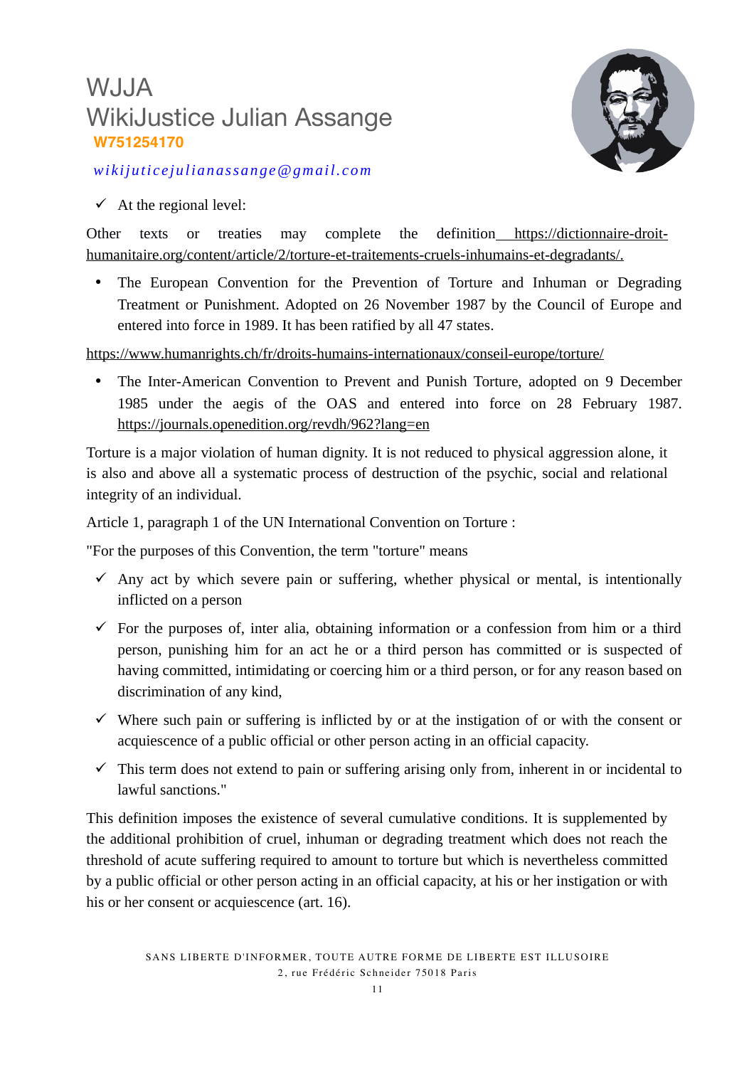- ✓ At the regional level:

Other texts or treaties may complete the definition https://dictionnaire-droit-humanitaire.org/content/article/2/torture-et-traitements-cruels-inhumains-et-degradants/.

- The European Convention for the Prevention of Torture and Inhuman or Degrading Treatment or Punishment. Adopted on 26 November 1987 by the Council of Europe and entered into force in 1989. It has been ratified by all 47 states.

https://www.humanrights.ch/fr/droits-humains-internationaux/conseil-europe/torture/

- The Inter-American Convention to Prevent and Punish Torture, adopted on 9 December 1985 under the aegis of the OAS and entered into force on 28 February 1987. https://journals.openedition.org/revdh/962?lang=en

Torture is a major violation of human dignity. It is not reduced to physical aggression alone, it is also and above all a systematic process of destruction of the psychic, social and relational integrity of an individual.

Article 1, paragraph 1 of the UN International Convention on Torture :

"For the purposes of this Convention, the term "torture" means

- ✓ Any act by which severe pain or suffering, whether physical or mental, is intentionally inflicted on a person
- ✓ For the purposes of, inter alia, obtaining information or a confession from him or a third person, punishing him for an act he or a third person has committed or is suspected of having committed, intimidating or coercing him or a third person, or for any reason based on discrimination of any kind,
- ✓ Where such pain or suffering is inflicted by or at the instigation of or with the consent or acquiescence of a public official or other person acting in an official capacity.
- ✓ This term does not extend to pain or suffering arising only from, inherent in or incidental to lawful sanctions."

This definition imposes the existence of several cumulative conditions. It is supplemented by the additional prohibition of cruel, inhuman or degrading treatment which does not reach the threshold of acute suffering required to amount to torture but which is nevertheless committed by a public official or other person acting in an official capacity, at his or her instigation or with his or her consent or acquiescence (art. 16).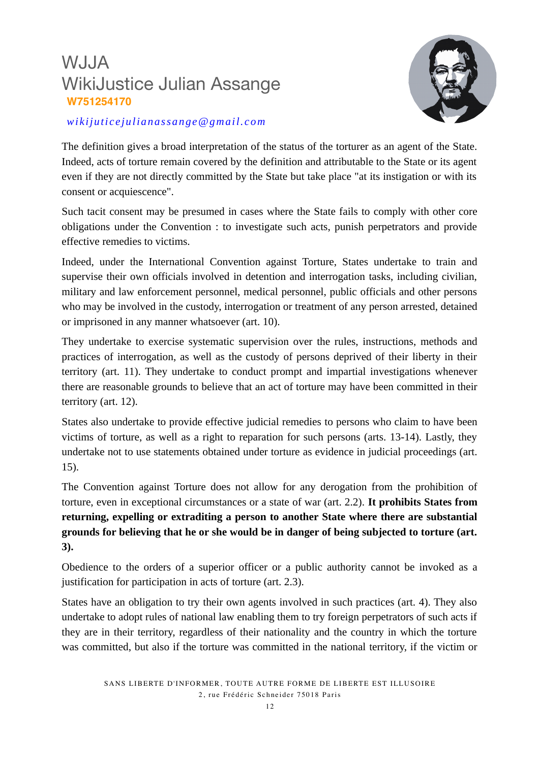The definition gives a broad interpretation of the status of the torturer as an agent of the State. Indeed, acts of torture remain covered by the definition and attributable to the State or its agent even if they are not directly committed by the State but take place "at its instigation or with its consent or acquiescence".

Such tacit consent may be presumed in cases where the State fails to comply with other core obligations under the Convention : to investigate such acts, punish perpetrators and provide effective remedies to victims.

Indeed, under the International Convention against Torture, States undertake to train and supervise their own officials involved in detention and interrogation tasks, including civilian, military and law enforcement personnel, medical personnel, public officials and other persons who may be involved in the custody, interrogation or treatment of any person arrested, detained or imprisoned in any manner whatsoever (art. 10).

They undertake to exercise systematic supervision over the rules, instructions, methods and practices of interrogation, as well as the custody of persons deprived of their liberty in their territory (art. 11). They undertake to conduct prompt and impartial investigations whenever there are reasonable grounds to believe that an act of torture may have been committed in their territory (art. 12).

States also undertake to provide effective judicial remedies to persons who claim to have been victims of torture, as well as a right to reparation for such persons (arts. 13-14). Lastly, they undertake not to use statements obtained under torture as evidence in judicial proceedings (art. 15).

The Convention against Torture does not allow for any derogation from the prohibition of torture, even in exceptional circumstances or a state of war (art. 2.2). **It prohibits States from returning, expelling or extraditing a person to another State where there are substantial grounds for believing that he or she would be in danger of being subjected to torture (art. 3).**

Obedience to the orders of a superior officer or a public authority cannot be invoked as a justification for participation in acts of torture (art. 2.3).

States have an obligation to try their own agents involved in such practices (art. 4). They also undertake to adopt rules of national law enabling them to try foreign perpetrators of such acts if they are in their territory, regardless of their nationality and the country in which the torture was committed, but also if the torture was committed in the national territory, if the victim or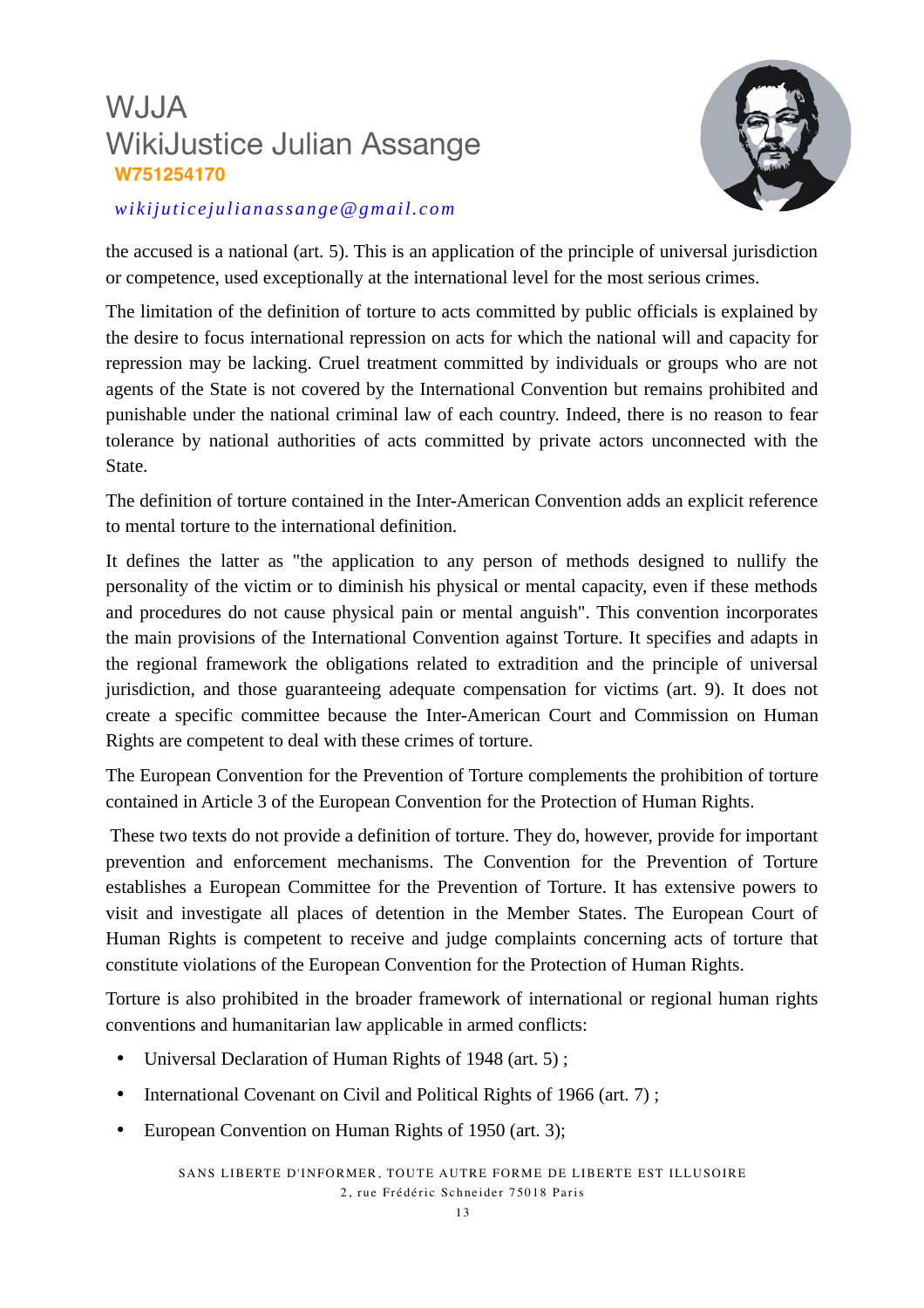the accused is a national (art. 5). This is an application of the principle of universal jurisdiction or competence, used exceptionally at the international level for the most serious crimes.

The limitation of the definition of torture to acts committed by public officials is explained by the desire to focus international repression on acts for which the national will and capacity for repression may be lacking. Cruel treatment committed by individuals or groups who are not agents of the State is not covered by the International Convention but remains prohibited and punishable under the national criminal law of each country. Indeed, there is no reason to fear tolerance by national authorities of acts committed by private actors unconnected with the State.

The definition of torture contained in the Inter-American Convention adds an explicit reference to mental torture to the international definition.

It defines the latter as "the application to any person of methods designed to nullify the personality of the victim or to diminish his physical or mental capacity, even if these methods and procedures do not cause physical pain or mental anguish". This convention incorporates the main provisions of the International Convention against Torture. It specifies and adapts in the regional framework the obligations related to extradition and the principle of universal jurisdiction, and those guaranteeing adequate compensation for victims (art. 9). It does not create a specific committee because the Inter-American Court and Commission on Human Rights are competent to deal with these crimes of torture.

The European Convention for the Prevention of Torture complements the prohibition of torture contained in Article 3 of the European Convention for the Protection of Human Rights.

These two texts do not provide a definition of torture. They do, however, provide for important prevention and enforcement mechanisms. The Convention for the Prevention of Torture establishes a European Committee for the Prevention of Torture. It has extensive powers to visit and investigate all places of detention in the Member States. The European Court of Human Rights is competent to receive and judge complaints concerning acts of torture that constitute violations of the European Convention for the Protection of Human Rights.

Torture is also prohibited in the broader framework of international or regional human rights conventions and humanitarian law applicable in armed conflicts:

- Universal Declaration of Human Rights of 1948 (art. 5) ;
- International Covenant on Civil and Political Rights of 1966 (art. 7) ;
- European Convention on Human Rights of 1950 (art. 3);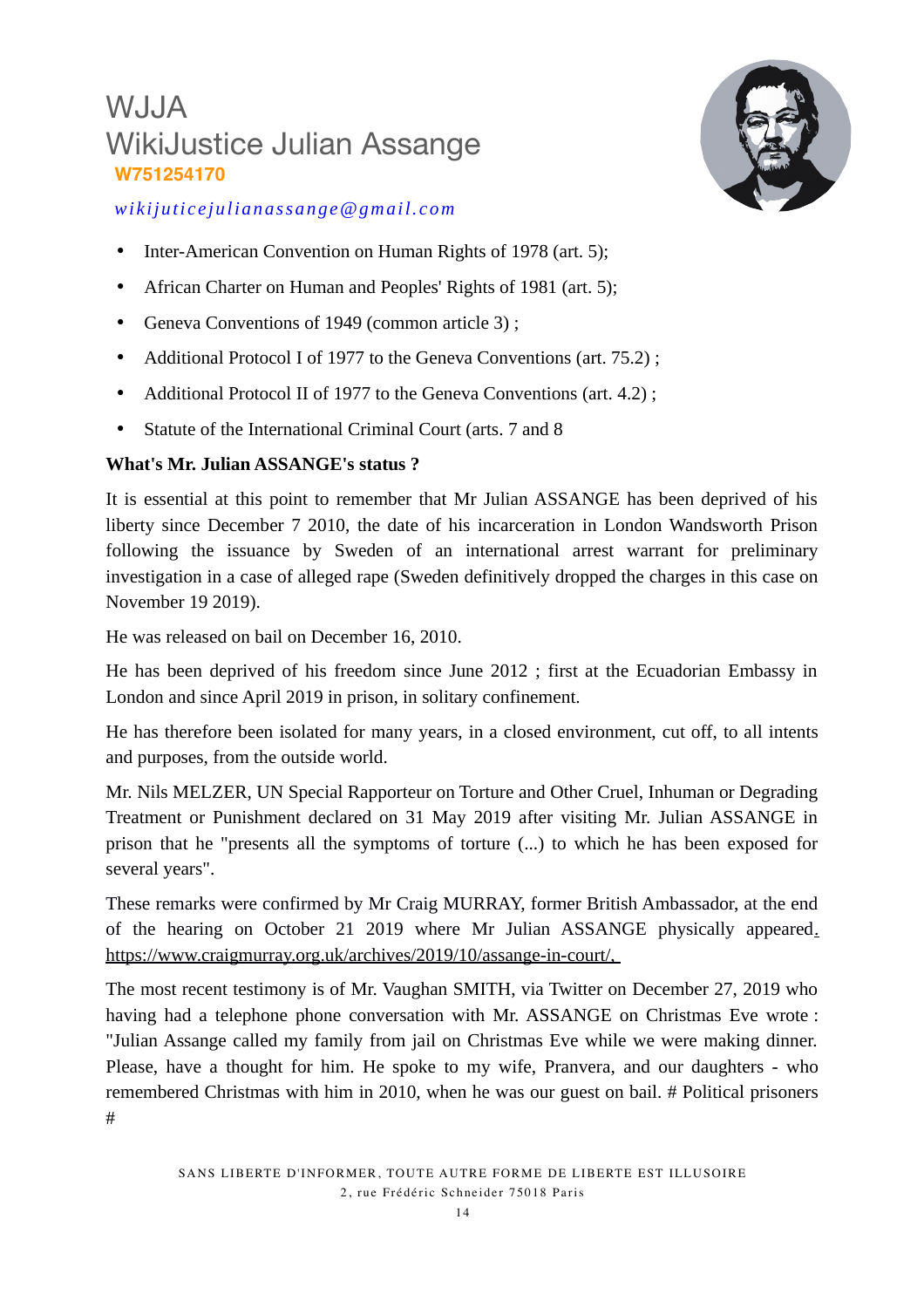- Inter-American Convention on Human Rights of 1978 (art. 5);
- African Charter on Human and Peoples' Rights of 1981 (art. 5);
- Geneva Conventions of 1949 (common article 3) ;
- Additional Protocol I of 1977 to the Geneva Conventions (art. 75.2) ;
- Additional Protocol II of 1977 to the Geneva Conventions (art. 4.2) ;
- Statute of the International Criminal Court (arts. 7 and 8

**What's Mr. Julian ASSANGE's status ?**

It is essential at this point to remember that Mr Julian ASSANGE has been deprived of his liberty since December 7 2010, the date of his incarceration in London Wandsworth Prison following the issuance by Sweden of an international arrest warrant for preliminary investigation in a case of alleged rape (Sweden definitively dropped the charges in this case on November 19 2019).

He was released on bail on December 16, 2010.

He has been deprived of his freedom since June 2012 ; first at the Ecuadorian Embassy in London and since April 2019 in prison, in solitary confinement.

He has therefore been isolated for many years, in a closed environment, cut off, to all intents and purposes, from the outside world.

Mr. Nils MELZER, UN Special Rapporteur on Torture and Other Cruel, Inhuman or Degrading Treatment or Punishment declared on 31 May 2019 after visiting Mr. Julian ASSANGE in prison that he "presents all the symptoms of torture (...) to which he has been exposed for several years".

These remarks were confirmed by Mr Craig MURRAY, former British Ambassador, at the end of the hearing on October 21 2019 where Mr Julian ASSANGE physically appeared. https://www.craigmurray.org.uk/archives/2019/10/assange-in-court/.

The most recent testimony is of Mr. Vaughan SMITH, via Twitter on December 27, 2019 who having had a telephone phone conversation with Mr. ASSANGE on Christmas Eve wrote : "Julian Assange called my family from jail on Christmas Eve while we were making dinner. Please, have a thought for him. He spoke to my wife, Pranvera, and our daughters - who remembered Christmas with him in 2010, when he was our guest on bail. # Political prisoners #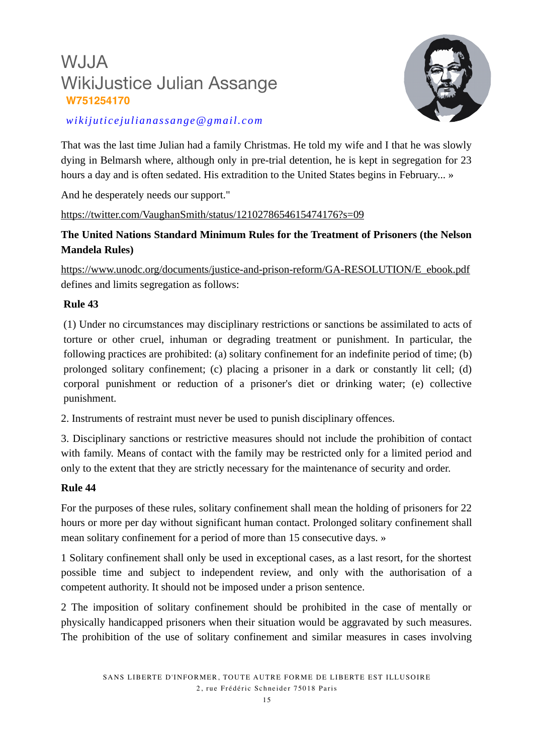That was the last time Julian had a family Christmas. He told my wife and I that he was slowly dying in Belmarsh where, although only in pre-trial detention, he is kept in segregation for 23 hours a day and is often sedated. His extradition to the United States begins in February... »

And he desperately needs our support."

https://twitter.com/VaughanSmith/status/1210278654615474176?s=09

**The United Nations Standard Minimum Rules for the Treatment of Prisoners (the Nelson Mandela Rules)**

https://www.unodc.org/documents/justice-and-prison-reform/GA-RESOLUTION/E_ebook.pdf defines and limits segregation as follows:

**Rule 43**

(1) Under no circumstances may disciplinary restrictions or sanctions be assimilated to acts of torture or other cruel, inhuman or degrading treatment or punishment. In particular, the following practices are prohibited: (a) solitary confinement for an indefinite period of time; (b) prolonged solitary confinement; (c) placing a prisoner in a dark or constantly lit cell; (d) corporal punishment or reduction of a prisoner's diet or drinking water; (e) collective punishment.

2. Instruments of restraint must never be used to punish disciplinary offences.

3. Disciplinary sanctions or restrictive measures should not include the prohibition of contact with family. Means of contact with the family may be restricted only for a limited period and only to the extent that they are strictly necessary for the maintenance of security and order.

**Rule 44**

For the purposes of these rules, solitary confinement shall mean the holding of prisoners for 22 hours or more per day without significant human contact. Prolonged solitary confinement shall mean solitary confinement for a period of more than 15 consecutive days. »

1 Solitary confinement shall only be used in exceptional cases, as a last resort, for the shortest possible time and subject to independent review, and only with the authorisation of a competent authority. It should not be imposed under a prison sentence.

2 The imposition of solitary confinement should be prohibited in the case of mentally or physically handicapped prisoners when their situation would be aggravated by such measures. The prohibition of the use of solitary confinement and similar measures in cases involving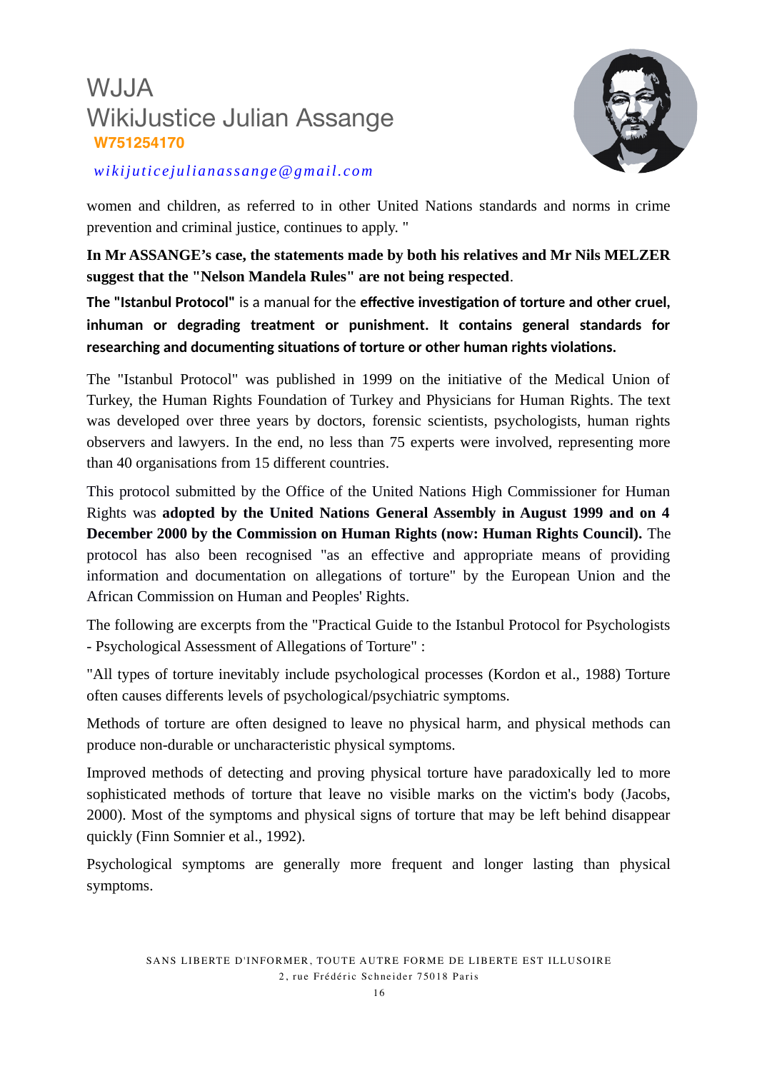women and children, as referred to in other United Nations standards and norms in crime prevention and criminal justice, continues to apply. "

**In Mr ASSANGE's case, the statements made by both his relatives and Mr Nils MELZER suggest that the "Nelson Mandela Rules" are not being respected**.

**The "Istanbul Protocol"** is a manual for the **effective investigation of torture and other cruel, inhuman or degrading treatment or punishment. It contains general standards for researching and documenting situations of torture or other human rights violations.**

The "Istanbul Protocol" was published in 1999 on the initiative of the Medical Union of Turkey, the Human Rights Foundation of Turkey and Physicians for Human Rights. The text was developed over three years by doctors, forensic scientists, psychologists, human rights observers and lawyers. In the end, no less than 75 experts were involved, representing more than 40 organisations from 15 different countries.

This protocol submitted by the Office of the United Nations High Commissioner for Human Rights was **adopted by the United Nations General Assembly in August 1999 and on 4 December 2000 by the Commission on Human Rights (now: Human Rights Council).** The protocol has also been recognised "as an effective and appropriate means of providing information and documentation on allegations of torture" by the European Union and the African Commission on Human and Peoples' Rights.

The following are excerpts from the "Practical Guide to the Istanbul Protocol for Psychologists - Psychological Assessment of Allegations of Torture" :

"All types of torture inevitably include psychological processes (Kordon et al., 1988) Torture often causes differents levels of psychological/psychiatric symptoms.

Methods of torture are often designed to leave no physical harm, and physical methods can produce non-durable or uncharacteristic physical symptoms.

Improved methods of detecting and proving physical torture have paradoxically led to more sophisticated methods of torture that leave no visible marks on the victim's body (Jacobs, 2000). Most of the symptoms and physical signs of torture that may be left behind disappear quickly (Finn Somnier et al., 1992).

Psychological symptoms are generally more frequent and longer lasting than physical symptoms.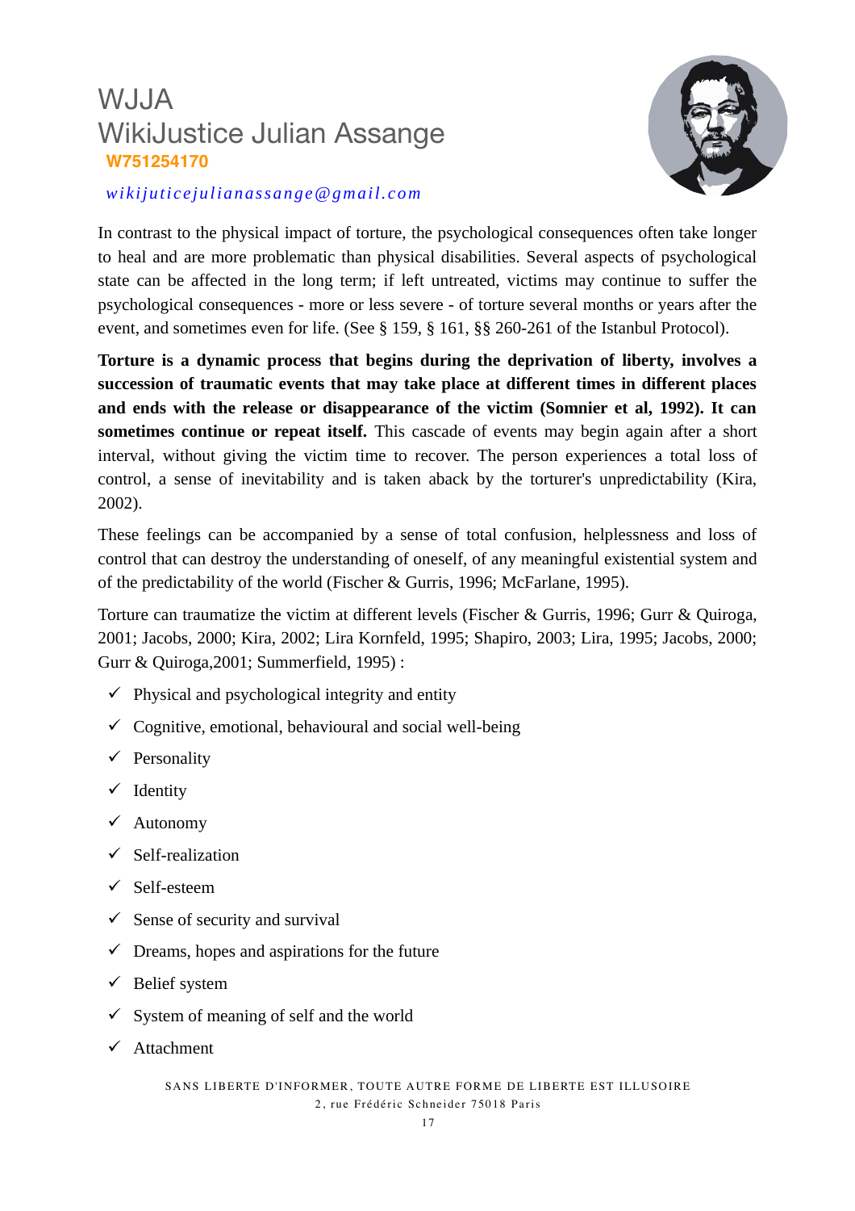In contrast to the physical impact of torture, the psychological consequences often take longer to heal and are more problematic than physical disabilities. Several aspects of psychological state can be affected in the long term; if left untreated, victims may continue to suffer the psychological consequences - more or less severe - of torture several months or years after the event, and sometimes even for life. (See § 159, § 161, §§ 260-261 of the Istanbul Protocol).

**Torture is a dynamic process that begins during the deprivation of liberty, involves a succession of traumatic events that may take place at different times in different places and ends with the release or disappearance of the victim (Somnier et al, 1992). It can sometimes continue or repeat itself.** This cascade of events may begin again after a short interval, without giving the victim time to recover. The person experiences a total loss of control, a sense of inevitability and is taken aback by the torturer's unpredictability (Kira, 2002).

These feelings can be accompanied by a sense of total confusion, helplessness and loss of control that can destroy the understanding of oneself, of any meaningful existential system and of the predictability of the world (Fischer & Gurris, 1996; McFarlane, 1995).

Torture can traumatize the victim at different levels (Fischer & Gurris, 1996; Gurr & Quiroga, 2001; Jacobs, 2000; Kira, 2002; Lira Kornfeld, 1995; Shapiro, 2003; Lira, 1995; Jacobs, 2000; Gurr & Quiroga,2001; Summerfield, 1995) :

- ✓ Physical and psychological integrity and entity
- ✓ Cognitive, emotional, behavioural and social well-being
- ✓ Personality
- ✓ Identity
- ✓ Autonomy
- ✓ Self-realization
- ✓ Self-esteem
- ✓ Sense of security and survival
- ✓ Dreams, hopes and aspirations for the future
- ✓ Belief system
- ✓ System of meaning of self and the world
- ✓ Attachment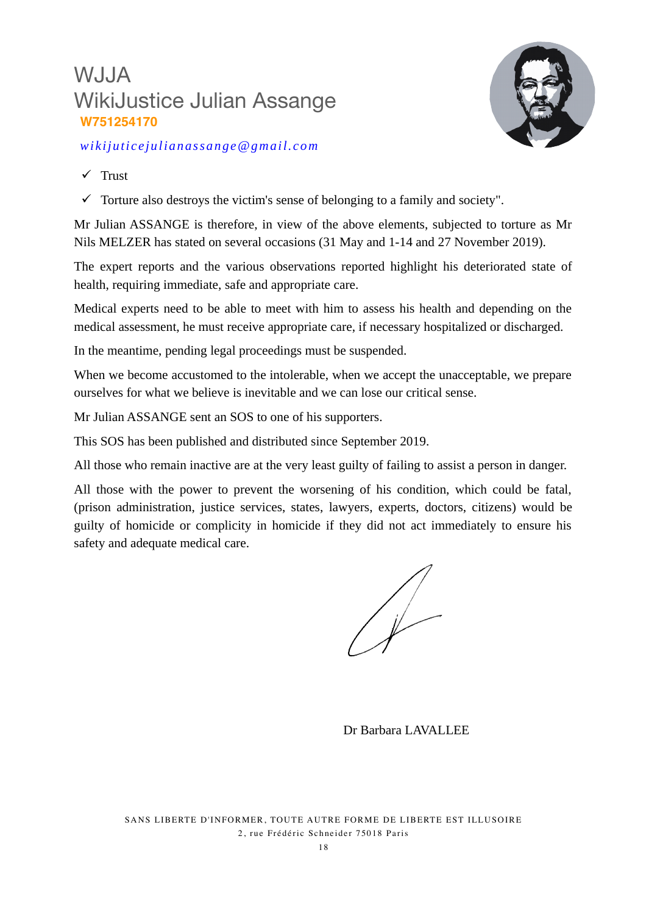- ✓ Trust
- ✓ Torture also destroys the victim's sense of belonging to a family and society".

Mr Julian ASSANGE is therefore, in view of the above elements, subjected to torture as Mr Nils MELZER has stated on several occasions (31 May and 1-14 and 27 November 2019).

The expert reports and the various observations reported highlight his deteriorated state of health, requiring immediate, safe and appropriate care.

Medical experts need to be able to meet with him to assess his health and depending on the medical assessment, he must receive appropriate care, if necessary hospitalized or discharged.

In the meantime, pending legal proceedings must be suspended.

When we become accustomed to the intolerable, when we accept the unacceptable, we prepare ourselves for what we believe is inevitable and we can lose our critical sense.

Mr Julian ASSANGE sent an SOS to one of his supporters.

This SOS has been published and distributed since September 2019.

All those who remain inactive are at the very least guilty of failing to assist a person in danger.

All those with the power to prevent the worsening of his condition, which could be fatal, (prison administration, justice services, states, lawyers, experts, doctors, citizens) would be guilty of homicide or complicity in homicide if they did not act immediately to ensure his safety and adequate medical care.

Dr Barbara LAVALLEE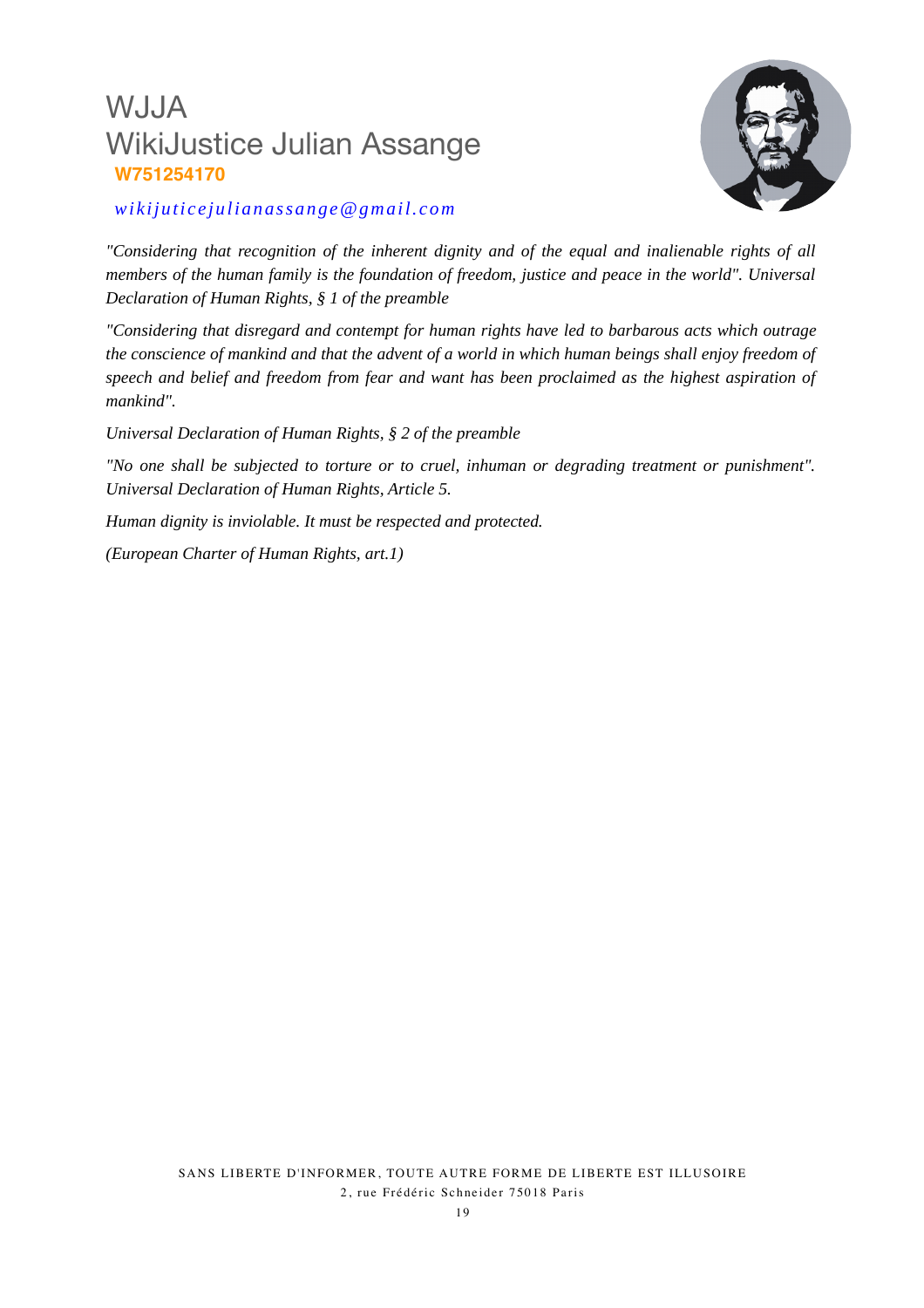WJJA
WikiJustice Julian Assange
**W751254170**

*wikijuticejulianassange@gmail.com*

*"Considering that recognition of the inherent dignity and of the equal and inalienable rights of all members of the human family is the foundation of freedom, justice and peace in the world". Universal Declaration of Human Rights, § 1 of the preamble*

*"Considering that disregard and contempt for human rights have led to barbarous acts which outrage the conscience of mankind and that the advent of a world in which human beings shall enjoy freedom of speech and belief and freedom from fear and want has been proclaimed as the highest aspiration of mankind".*

*Universal Declaration of Human Rights, § 2 of the preamble*

*"No one shall be subjected to torture or to cruel, inhuman or degrading treatment or punishment". Universal Declaration of Human Rights, Article 5.*

*Human dignity is inviolable. It must be respected and protected.*

*(European Charter of Human Rights, art.1)*

SANS LIBERTE D'INFORMER, TOUTE AUTRE FORME DE LIBERTE EST ILLUSOIRE
2, rue Frédéric Schneider 75018 Paris